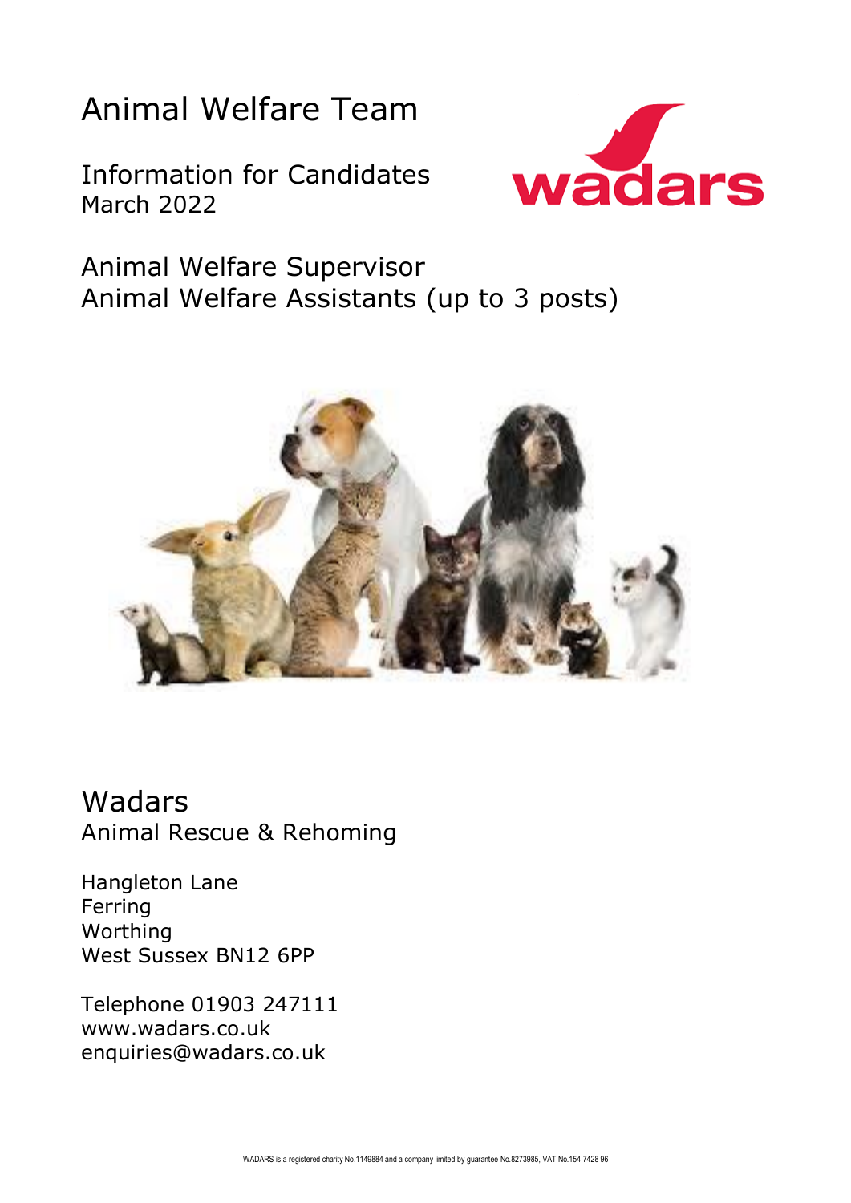# Animal Welfare Team

Information for Candidates
March 2022

## Animal Welfare Supervisor
## Animal Welfare Assistants (up to 3 posts)

# Wadars
Animal Rescue & Rehoming

Hangleton Lane
Ferring
Worthing
West Sussex BN12 6PP

Telephone 01903 247111
www.wadars.co.uk
enquiries@wadars.co.uk

WADARS is a registered charity No.1149884 and a company limited by guarantee No.8273985, VAT No.154 7428 96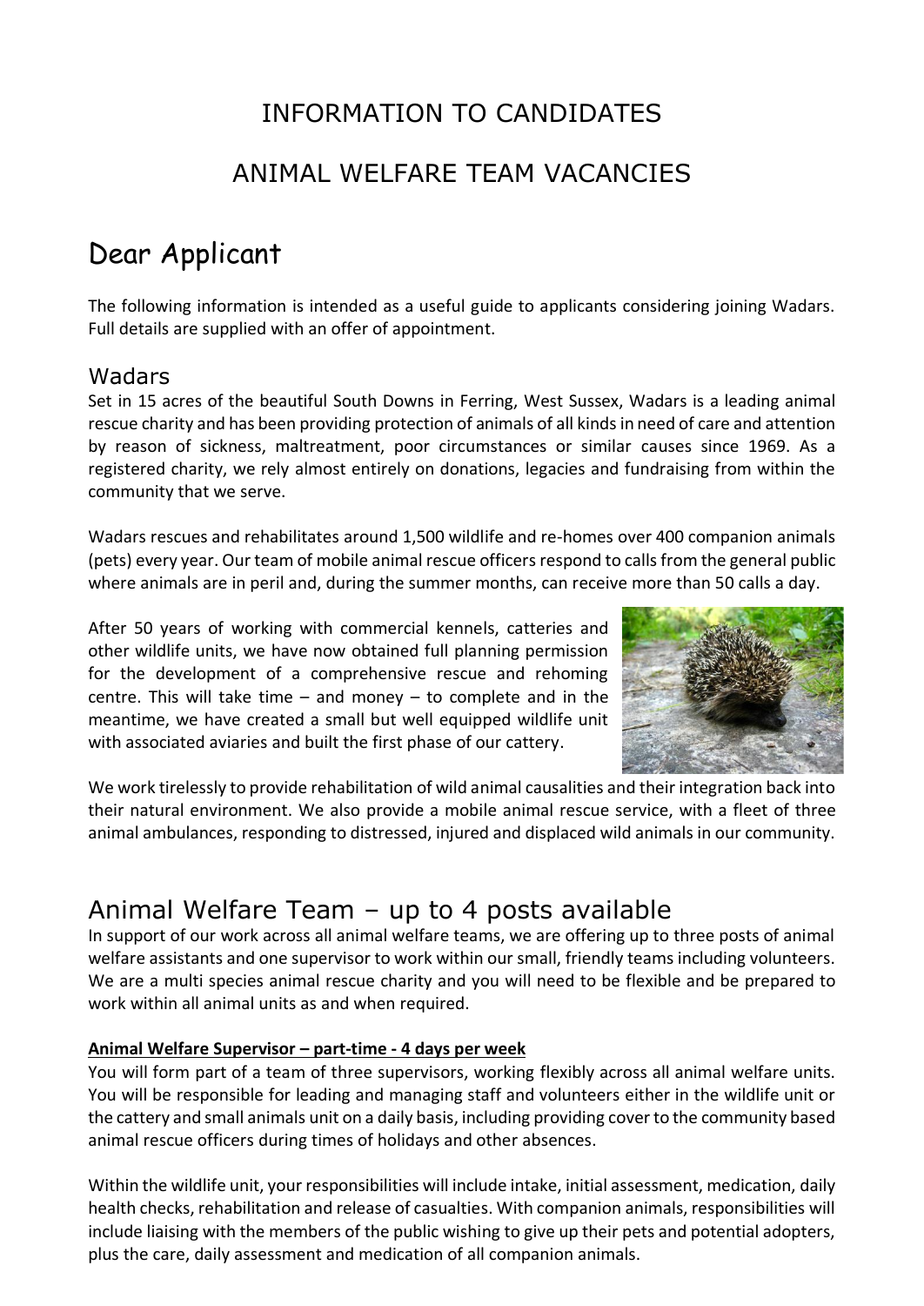# INFORMATION TO CANDIDATES

# ANIMAL WELFARE TEAM VACANCIES

## Dear Applicant

The following information is intended as a useful guide to applicants considering joining Wadars. Full details are supplied with an offer of appointment.

### Wadars

Set in 15 acres of the beautiful South Downs in Ferring, West Sussex, Wadars is a leading animal rescue charity and has been providing protection of animals of all kinds in need of care and attention by reason of sickness, maltreatment, poor circumstances or similar causes since 1969. As a registered charity, we rely almost entirely on donations, legacies and fundraising from within the community that we serve.

Wadars rescues and rehabilitates around 1,500 wildlife and re-homes over 400 companion animals (pets) every year. Our team of mobile animal rescue officers respond to calls from the general public where animals are in peril and, during the summer months, can receive more than 50 calls a day.

After 50 years of working with commercial kennels, catteries and other wildlife units, we have now obtained full planning permission for the development of a comprehensive rescue and rehoming centre. This will take time – and money – to complete and in the meantime, we have created a small but well equipped wildlife unit with associated aviaries and built the first phase of our cattery.

We work tirelessly to provide rehabilitation of wild animal causalities and their integration back into their natural environment. We also provide a mobile animal rescue service, with a fleet of three animal ambulances, responding to distressed, injured and displaced wild animals in our community.

## Animal Welfare Team – up to 4 posts available

In support of our work across all animal welfare teams, we are offering up to three posts of animal welfare assistants and one supervisor to work within our small, friendly teams including volunteers. We are a multi species animal rescue charity and you will need to be flexible and be prepared to work within all animal units as and when required.

**Animal Welfare Supervisor – part-time - 4 days per week**

You will form part of a team of three supervisors, working flexibly across all animal welfare units. You will be responsible for leading and managing staff and volunteers either in the wildlife unit or the cattery and small animals unit on a daily basis, including providing cover to the community based animal rescue officers during times of holidays and other absences.

Within the wildlife unit, your responsibilities will include intake, initial assessment, medication, daily health checks, rehabilitation and release of casualties. With companion animals, responsibilities will include liaising with the members of the public wishing to give up their pets and potential adopters, plus the care, daily assessment and medication of all companion animals.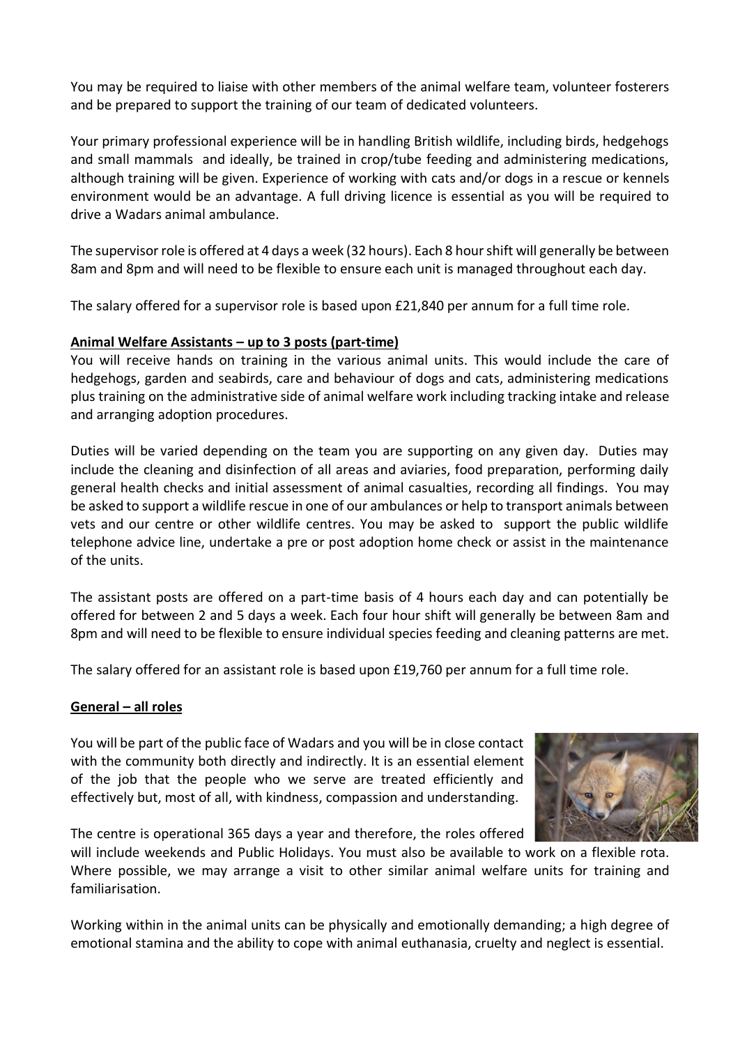You may be required to liaise with other members of the animal welfare team, volunteer fosterers and be prepared to support the training of our team of dedicated volunteers.

Your primary professional experience will be in handling British wildlife, including birds, hedgehogs and small mammals and ideally, be trained in crop/tube feeding and administering medications, although training will be given. Experience of working with cats and/or dogs in a rescue or kennels environment would be an advantage. A full driving licence is essential as you will be required to drive a Wadars animal ambulance.

The supervisor role is offered at 4 days a week (32 hours). Each 8 hour shift will generally be between 8am and 8pm and will need to be flexible to ensure each unit is managed throughout each day.

The salary offered for a supervisor role is based upon £21,840 per annum for a full time role.

**Animal Welfare Assistants – up to 3 posts (part-time)**

You will receive hands on training in the various animal units. This would include the care of hedgehogs, garden and seabirds, care and behaviour of dogs and cats, administering medications plus training on the administrative side of animal welfare work including tracking intake and release and arranging adoption procedures.

Duties will be varied depending on the team you are supporting on any given day. Duties may include the cleaning and disinfection of all areas and aviaries, food preparation, performing daily general health checks and initial assessment of animal casualties, recording all findings. You may be asked to support a wildlife rescue in one of our ambulances or help to transport animals between vets and our centre or other wildlife centres. You may be asked to support the public wildlife telephone advice line, undertake a pre or post adoption home check or assist in the maintenance of the units.

The assistant posts are offered on a part-time basis of 4 hours each day and can potentially be offered for between 2 and 5 days a week. Each four hour shift will generally be between 8am and 8pm and will need to be flexible to ensure individual species feeding and cleaning patterns are met.

The salary offered for an assistant role is based upon £19,760 per annum for a full time role.

**General – all roles**

You will be part of the public face of Wadars and you will be in close contact with the community both directly and indirectly. It is an essential element of the job that the people who we serve are treated efficiently and effectively but, most of all, with kindness, compassion and understanding.

The centre is operational 365 days a year and therefore, the roles offered will include weekends and Public Holidays. You must also be available to work on a flexible rota. Where possible, we may arrange a visit to other similar animal welfare units for training and familiarisation.

Working within in the animal units can be physically and emotionally demanding; a high degree of emotional stamina and the ability to cope with animal euthanasia, cruelty and neglect is essential.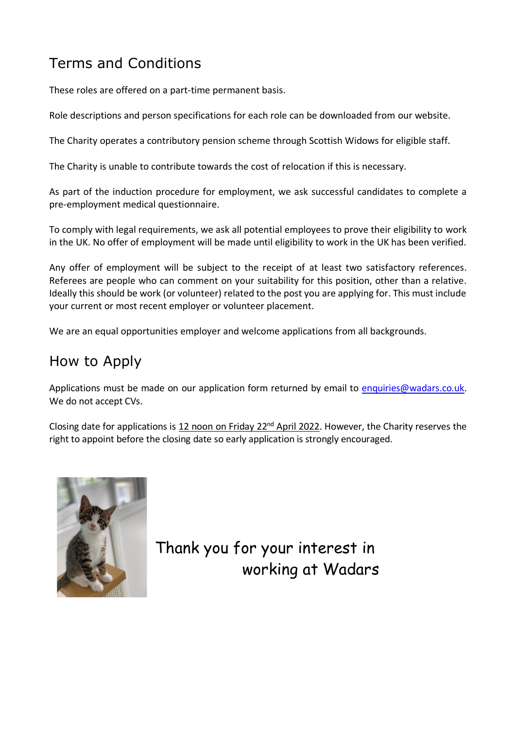## Terms and Conditions

These roles are offered on a part-time permanent basis.

Role descriptions and person specifications for each role can be downloaded from our website.

The Charity operates a contributory pension scheme through Scottish Widows for eligible staff.

The Charity is unable to contribute towards the cost of relocation if this is necessary.

As part of the induction procedure for employment, we ask successful candidates to complete a pre-employment medical questionnaire.

To comply with legal requirements, we ask all potential employees to prove their eligibility to work in the UK. No offer of employment will be made until eligibility to work in the UK has been verified.

Any offer of employment will be subject to the receipt of at least two satisfactory references. Referees are people who can comment on your suitability for this position, other than a relative. Ideally this should be work (or volunteer) related to the post you are applying for. This must include your current or most recent employer or volunteer placement.

We are an equal opportunities employer and welcome applications from all backgrounds.

## How to Apply

Applications must be made on our application form returned by email to enquiries@wadars.co.uk. We do not accept CVs.

Closing date for applications is 12 noon on Friday 22nd April 2022. However, the Charity reserves the right to appoint before the closing date so early application is strongly encouraged.

Thank you for your interest in working at Wadars